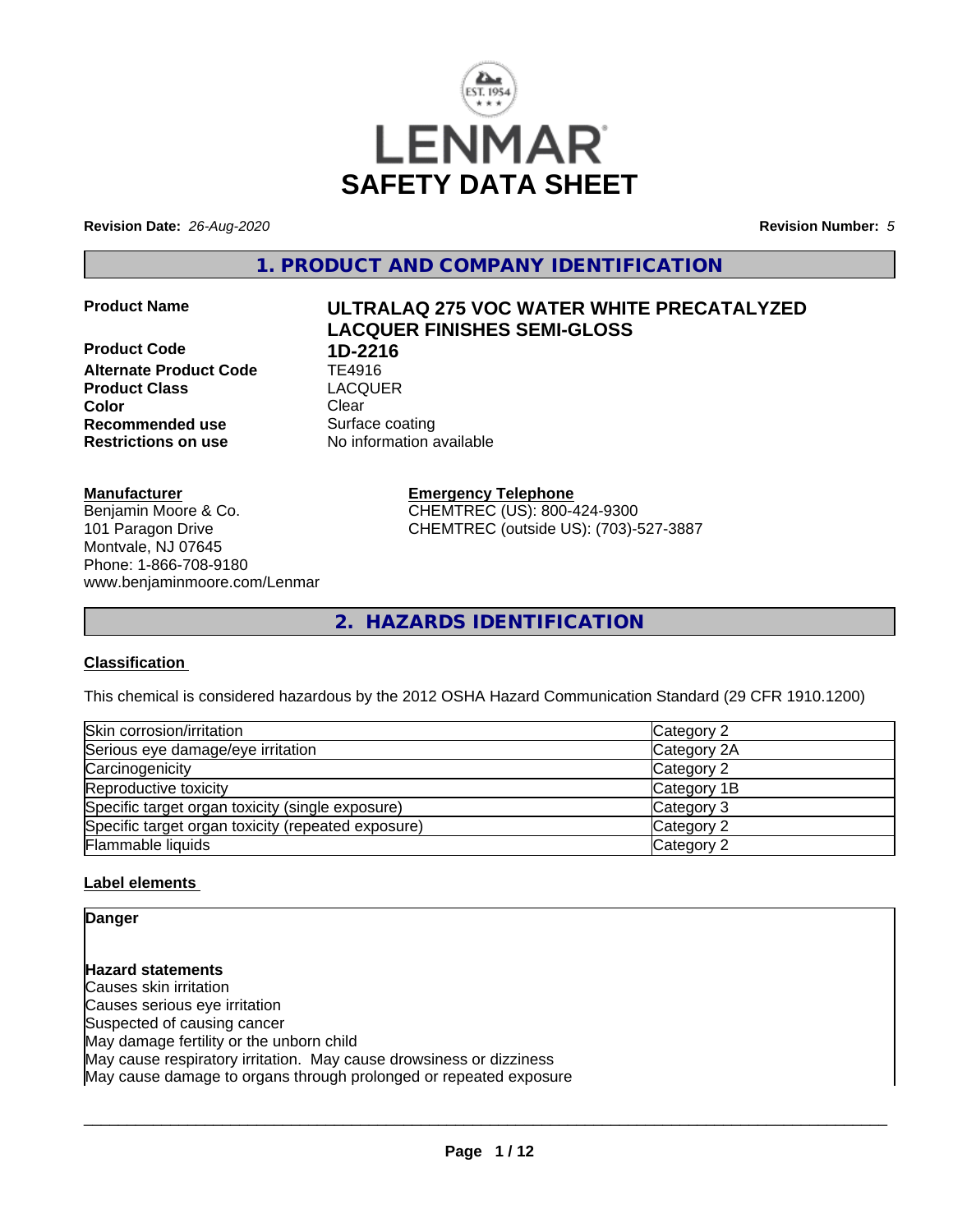# SAFETY DATA SHEET

**Revision Date:** *26-Aug-2020* **Revision Number:** *5*

## 1. PRODUCT AND COMPANY IDENTIFICATION

**Product Name** **ULTRALAQ 275 VOC WATER WHITE PRECATALYZED LACQUER FINISHES SEMI-GLOSS**

**Product Code** **1D-2216**
**Alternate Product Code** TE4916
**Product Class** LACQUER
**Color** Clear
**Recommended use** Surface coating
**Restrictions on use** No information available

**Manufacturer**
Benjamin Moore & Co.
101 Paragon Drive
Montvale, NJ 07645
Phone: 1-866-708-9180
www.benjaminmoore.com/Lenmar

**Emergency Telephone**
CHEMTREC (US): 800-424-9300
CHEMTREC (outside US): (703)-527-3887

## 2. HAZARDS IDENTIFICATION

**Classification**

This chemical is considered hazardous by the 2012 OSHA Hazard Communication Standard (29 CFR 1910.1200)

| | |
|---|---|
| Skin corrosion/irritation | Category 2 |
| Serious eye damage/eye irritation | Category 2A |
| Carcinogenicity | Category 2 |
| Reproductive toxicity | Category 1B |
| Specific target organ toxicity (single exposure) | Category 3 |
| Specific target organ toxicity (repeated exposure) | Category 2 |
| Flammable liquids | Category 2 |

**Label elements**

**Danger**

**Hazard statements**
Causes skin irritation
Causes serious eye irritation
Suspected of causing cancer
May damage fertility or the unborn child
May cause respiratory irritation. May cause drowsiness or dizziness
May cause damage to organs through prolonged or repeated exposure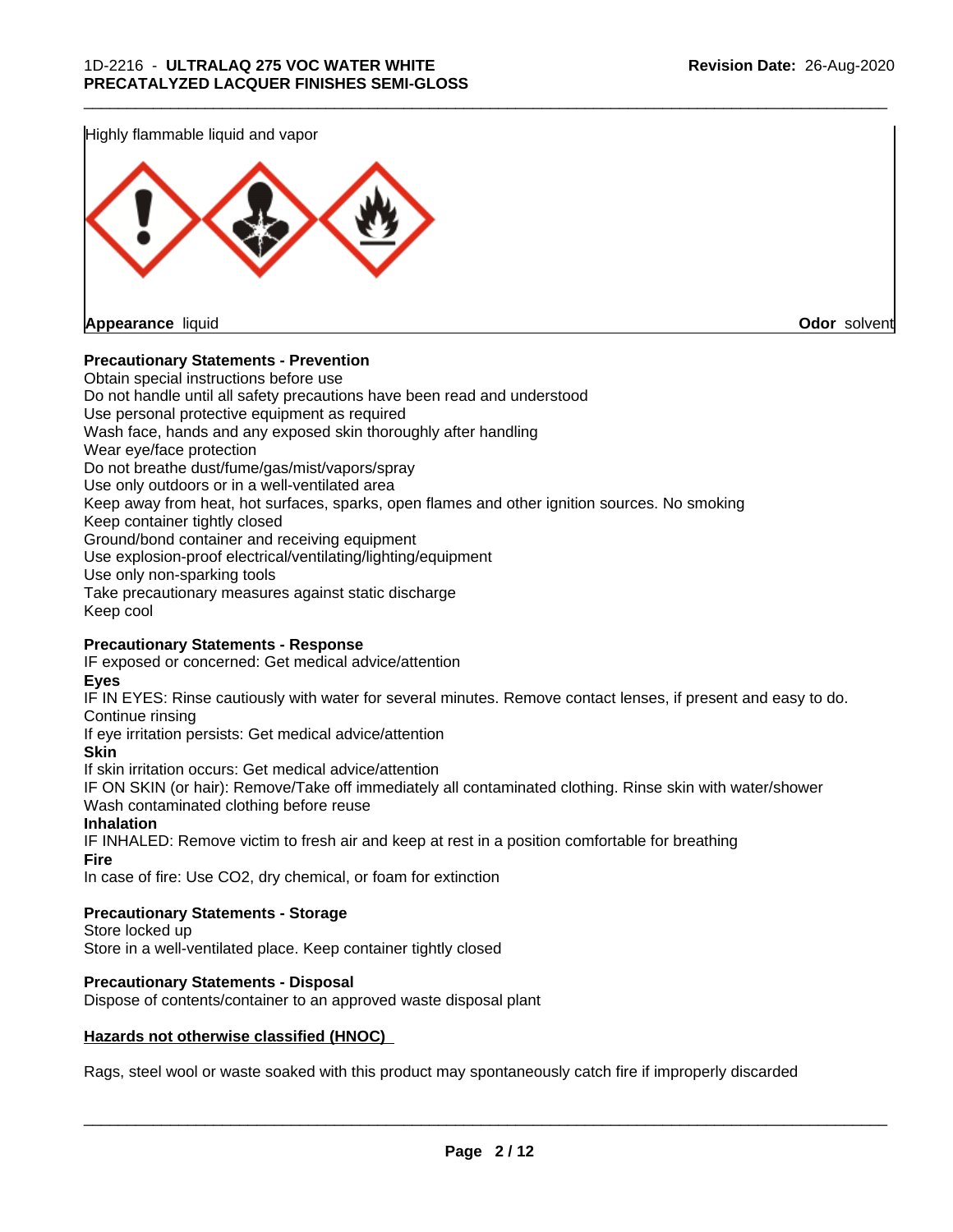Highly flammable liquid and vapor

**Appearance** liquid

**Odor** solvent

**Precautionary Statements - Prevention**

Obtain special instructions before use
Do not handle until all safety precautions have been read and understood
Use personal protective equipment as required
Wash face, hands and any exposed skin thoroughly after handling
Wear eye/face protection
Do not breathe dust/fume/gas/mist/vapors/spray
Use only outdoors or in a well-ventilated area
Keep away from heat, hot surfaces, sparks, open flames and other ignition sources. No smoking
Keep container tightly closed
Ground/bond container and receiving equipment
Use explosion-proof electrical/ventilating/lighting/equipment
Use only non-sparking tools
Take precautionary measures against static discharge
Keep cool

**Precautionary Statements - Response**

IF exposed or concerned: Get medical advice/attention

**Eyes**

IF IN EYES: Rinse cautiously with water for several minutes. Remove contact lenses, if present and easy to do. Continue rinsing
If eye irritation persists: Get medical advice/attention

**Skin**

If skin irritation occurs: Get medical advice/attention
IF ON SKIN (or hair): Remove/Take off immediately all contaminated clothing. Rinse skin with water/shower
Wash contaminated clothing before reuse

**Inhalation**

IF INHALED: Remove victim to fresh air and keep at rest in a position comfortable for breathing

**Fire**

In case of fire: Use $CO_2$, dry chemical, or foam for extinction

**Precautionary Statements - Storage**

Store locked up
Store in a well-ventilated place. Keep container tightly closed

**Precautionary Statements - Disposal**

Dispose of contents/container to an approved waste disposal plant

**Hazards not otherwise classified (HNOC)**

Rags, steel wool or waste soaked with this product may spontaneously catch fire if improperly discarded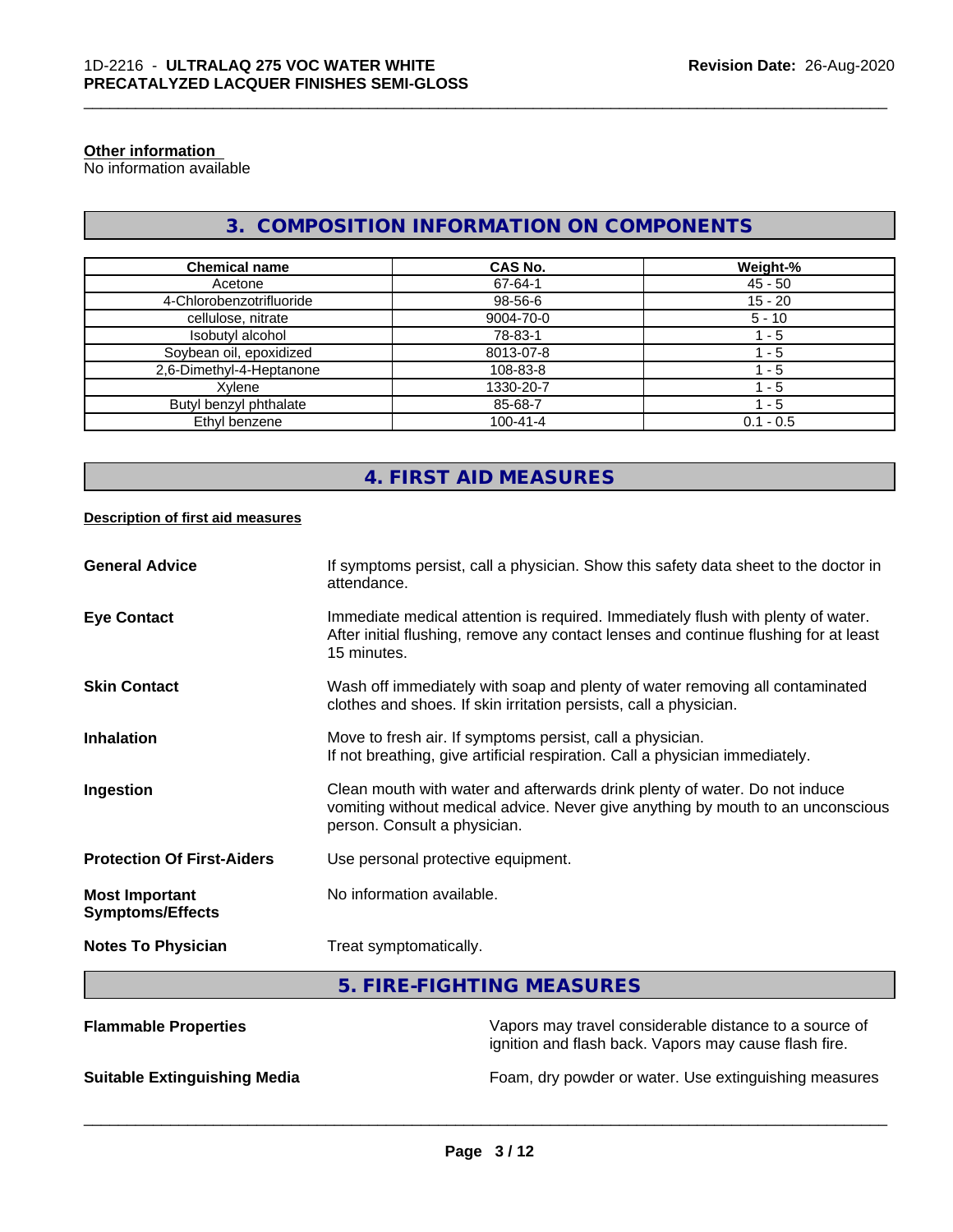**Other information**
No information available

## 3. COMPOSITION INFORMATION ON COMPONENTS

| Chemical name | CAS No. | Weight-% |
|---|---|---|
| Acetone | 67-64-1 | 45 - 50 |
| 4-Chlorobenzotrifluoride | 98-56-6 | 15 - 20 |
| cellulose, nitrate | 9004-70-0 | 5 - 10 |
| Isobutyl alcohol | 78-83-1 | 1 - 5 |
| Soybean oil, epoxidized | 8013-07-8 | 1 - 5 |
| 2,6-Dimethyl-4-Heptanone | 108-83-8 | 1 - 5 |
| Xylene | 1330-20-7 | 1 - 5 |
| Butyl benzyl phthalate | 85-68-7 | 1 - 5 |
| Ethyl benzene | 100-41-4 | 0.1 - 0.5 |

## 4. FIRST AID MEASURES

**Description of first aid measures**

**General Advice** If symptoms persist, call a physician. Show this safety data sheet to the doctor in attendance.

**Eye Contact** Immediate medical attention is required. Immediately flush with plenty of water. After initial flushing, remove any contact lenses and continue flushing for at least 15 minutes.

**Skin Contact** Wash off immediately with soap and plenty of water removing all contaminated clothes and shoes. If skin irritation persists, call a physician.

**Inhalation** Move to fresh air. If symptoms persist, call a physician. If not breathing, give artificial respiration. Call a physician immediately.

**Ingestion** Clean mouth with water and afterwards drink plenty of water. Do not induce vomiting without medical advice. Never give anything by mouth to an unconscious person. Consult a physician.

**Protection Of First-Aiders** Use personal protective equipment.

**Most Important Symptoms/Effects** No information available.

**Notes To Physician** Treat symptomatically.

## 5. FIRE-FIGHTING MEASURES

**Flammable Properties** Vapors may travel considerable distance to a source of ignition and flash back. Vapors may cause flash fire.

**Suitable Extinguishing Media** Foam, dry powder or water. Use extinguishing measures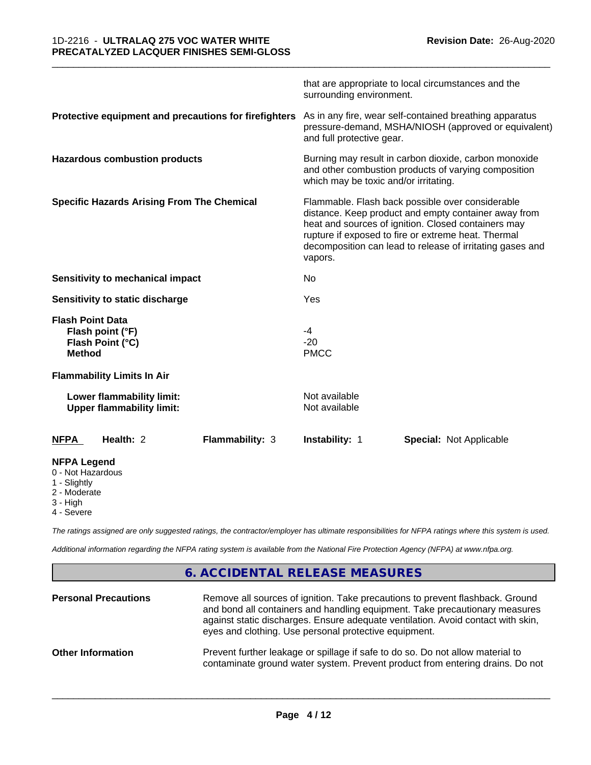| | |
|---|---|
| | that are appropriate to local circumstances and the surrounding environment. |
| **Protective equipment and precautions for firefighters** | As in any fire, wear self-contained breathing apparatus pressure-demand, MSHA/NIOSH (approved or equivalent) and full protective gear. |
| **Hazardous combustion products** | Burning may result in carbon dioxide, carbon monoxide and other combustion products of varying composition which may be toxic and/or irritating. |
| **Specific Hazards Arising From The Chemical** | Flammable. Flash back possible over considerable distance. Keep product and empty container away from heat and sources of ignition. Closed containers may rupture if exposed to fire or extreme heat. Thermal decomposition can lead to release of irritating gases and vapors. |
| **Sensitivity to mechanical impact** | No |
| **Sensitivity to static discharge** | Yes |

**Flash Point Data**

| | |
|---|---|
| **Flash point (°F)** | -4 |
| **Flash Point (°C)** | -20 |
| **Method** | PMCC |

**Flammability Limits In Air**

| | |
|---|---|
| **Lower flammability limit:** | Not available |
| **Upper flammability limit:** | Not available |

| NFPA | Health: 2 | Flammability: 3 | Instability: 1 | Special: Not Applicable |
|---|---|---|---|---|

**NFPA Legend**

- 0 - Not Hazardous
- 1 - Slightly
- 2 - Moderate
- 3 - High
- 4 - Severe

*The ratings assigned are only suggested ratings, the contractor/employer has ultimate responsibilities for NFPA ratings where this system is used.*

*Additional information regarding the NFPA rating system is available from the National Fire Protection Agency (NFPA) at www.nfpa.org.*

## 6. ACCIDENTAL RELEASE MEASURES

| | |
|---|---|
| **Personal Precautions** | Remove all sources of ignition. Take precautions to prevent flashback. Ground and bond all containers and handling equipment. Take precautionary measures against static discharges. Ensure adequate ventilation. Avoid contact with skin, eyes and clothing. Use personal protective equipment. |
| **Other Information** | Prevent further leakage or spillage if safe to do so. Do not allow material to contaminate ground water system. Prevent product from entering drains. Do not |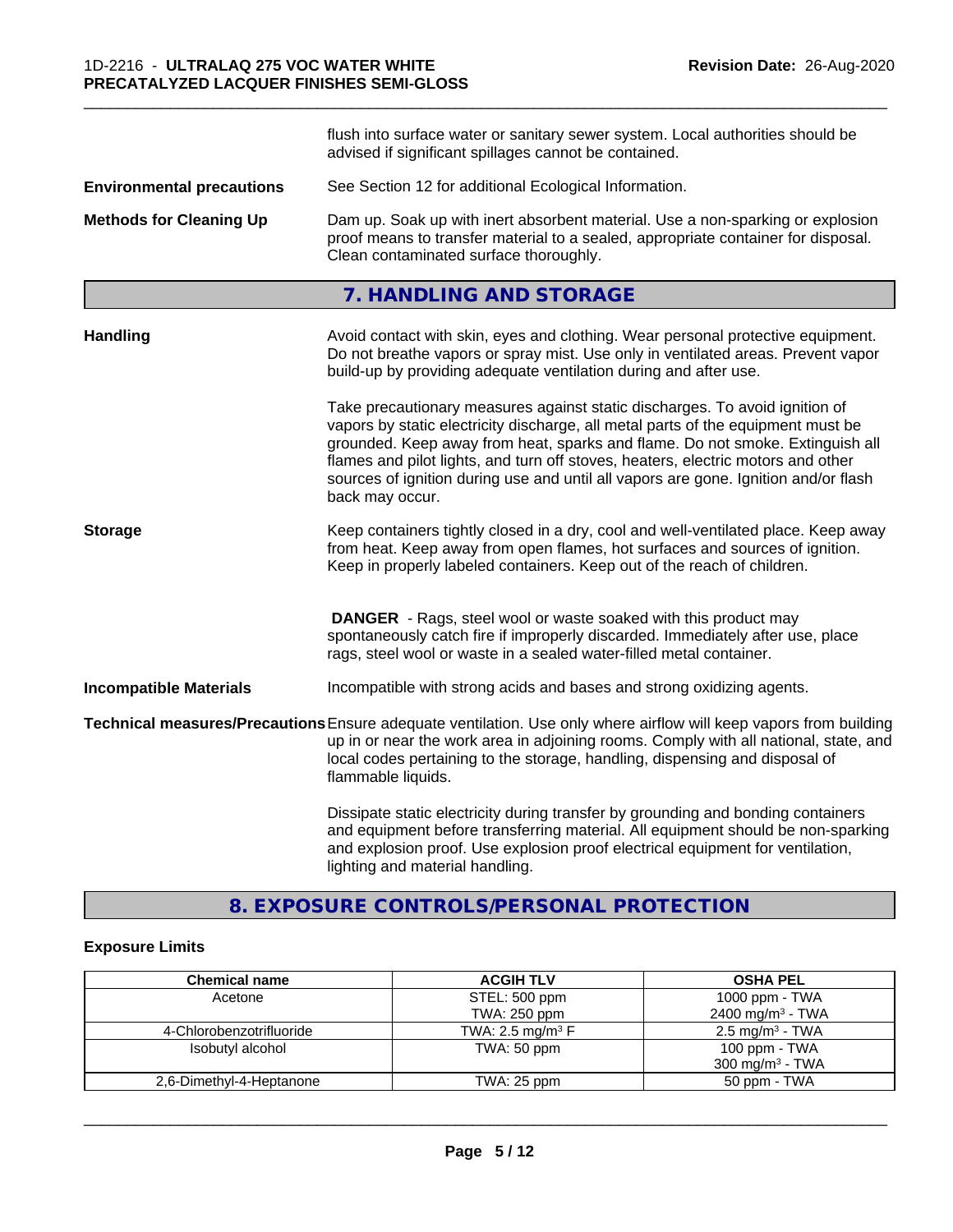flush into surface water or sanitary sewer system. Local authorities should be advised if significant spillages cannot be contained.

**Environmental precautions** See Section 12 for additional Ecological Information.

**Methods for Cleaning Up** Dam up. Soak up with inert absorbent material. Use a non-sparking or explosion proof means to transfer material to a sealed, appropriate container for disposal. Clean contaminated surface thoroughly.

## 7. HANDLING AND STORAGE

**Handling** Avoid contact with skin, eyes and clothing. Wear personal protective equipment. Do not breathe vapors or spray mist. Use only in ventilated areas. Prevent vapor build-up by providing adequate ventilation during and after use.

Take precautionary measures against static discharges. To avoid ignition of vapors by static electricity discharge, all metal parts of the equipment must be grounded. Keep away from heat, sparks and flame. Do not smoke. Extinguish all flames and pilot lights, and turn off stoves, heaters, electric motors and other sources of ignition during use and until all vapors are gone. Ignition and/or flash back may occur.

**Storage** Keep containers tightly closed in a dry, cool and well-ventilated place. Keep away from heat. Keep away from open flames, hot surfaces and sources of ignition. Keep in properly labeled containers. Keep out of the reach of children.

**DANGER** - Rags, steel wool or waste soaked with this product may spontaneously catch fire if improperly discarded. Immediately after use, place rags, steel wool or waste in a sealed water-filled metal container.

**Incompatible Materials** Incompatible with strong acids and bases and strong oxidizing agents.

**Technical measures/Precautions** Ensure adequate ventilation. Use only where airflow will keep vapors from building up in or near the work area in adjoining rooms. Comply with all national, state, and local codes pertaining to the storage, handling, dispensing and disposal of flammable liquids.

Dissipate static electricity during transfer by grounding and bonding containers and equipment before transferring material. All equipment should be non-sparking and explosion proof. Use explosion proof electrical equipment for ventilation, lighting and material handling.

## 8. EXPOSURE CONTROLS/PERSONAL PROTECTION

### Exposure Limits

| Chemical name | ACGIH TLV | OSHA PEL |
|---|---|---|
| Acetone | STEL: 500 ppm<br>TWA: 250 ppm | 1000 ppm - TWA<br>2400 mg/m³ - TWA |
| 4-Chlorobenzotrifluoride | TWA: 2.5 mg/m³ F | 2.5 mg/m³ - TWA |
| Isobutyl alcohol | TWA: 50 ppm | 100 ppm - TWA<br>300 mg/m³ - TWA |
| 2,6-Dimethyl-4-Heptanone | TWA: 25 ppm | 50 ppm - TWA |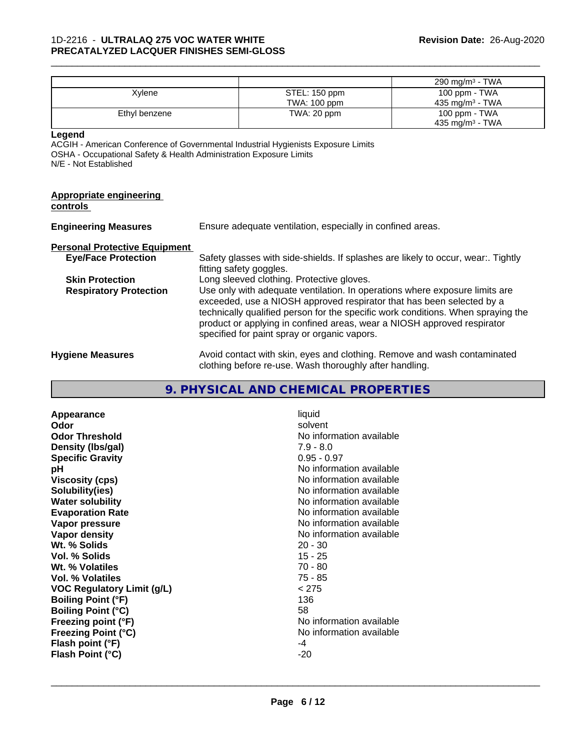|  |  | 290 mg/m³ - TWA |
|---|---|---|
| Xylene | STEL: 150 ppm<br>TWA: 100 ppm | 100 ppm - TWA<br>435 mg/m³ - TWA |
| Ethyl benzene | TWA: 20 ppm | 100 ppm - TWA<br>435 mg/m³ - TWA |

**Legend**

ACGIH - American Conference of Governmental Industrial Hygienists Exposure Limits
OSHA - Occupational Safety & Health Administration Exposure Limits
N/E - Not Established

**Appropriate engineering controls**

**Engineering Measures** Ensure adequate ventilation, especially in confined areas.

**Personal Protective Equipment**

**Eye/Face Protection** Safety glasses with side-shields. If splashes are likely to occur, wear:. Tightly fitting safety goggles.

**Skin Protection** Long sleeved clothing. Protective gloves.

**Respiratory Protection** Use only with adequate ventilation. In operations where exposure limits are exceeded, use a NIOSH approved respirator that has been selected by a technically qualified person for the specific work conditions. When spraying the product or applying in confined areas, wear a NIOSH approved respirator specified for paint spray or organic vapors.

**Hygiene Measures** Avoid contact with skin, eyes and clothing. Remove and wash contaminated clothing before re-use. Wash thoroughly after handling.

## 9. PHYSICAL AND CHEMICAL PROPERTIES

| | |
|---|---|
| **Appearance** | liquid |
| **Odor** | solvent |
| **Odor Threshold** | No information available |
| **Density (lbs/gal)** | 7.9 - 8.0 |
| **Specific Gravity** | 0.95 - 0.97 |
| **pH** | No information available |
| **Viscosity (cps)** | No information available |
| **Solubility(ies)** | No information available |
| **Water solubility** | No information available |
| **Evaporation Rate** | No information available |
| **Vapor pressure** | No information available |
| **Vapor density** | No information available |
| **Wt. % Solids** | 20 - 30 |
| **Vol. % Solids** | 15 - 25 |
| **Wt. % Volatiles** | 70 - 80 |
| **Vol. % Volatiles** | 75 - 85 |
| **VOC Regulatory Limit (g/L)** | < 275 |
| **Boiling Point (°F)** | 136 |
| **Boiling Point (°C)** | 58 |
| **Freezing point (°F)** | No information available |
| **Freezing Point (°C)** | No information available |
| **Flash point (°F)** | -4 |
| **Flash Point (°C)** | -20 |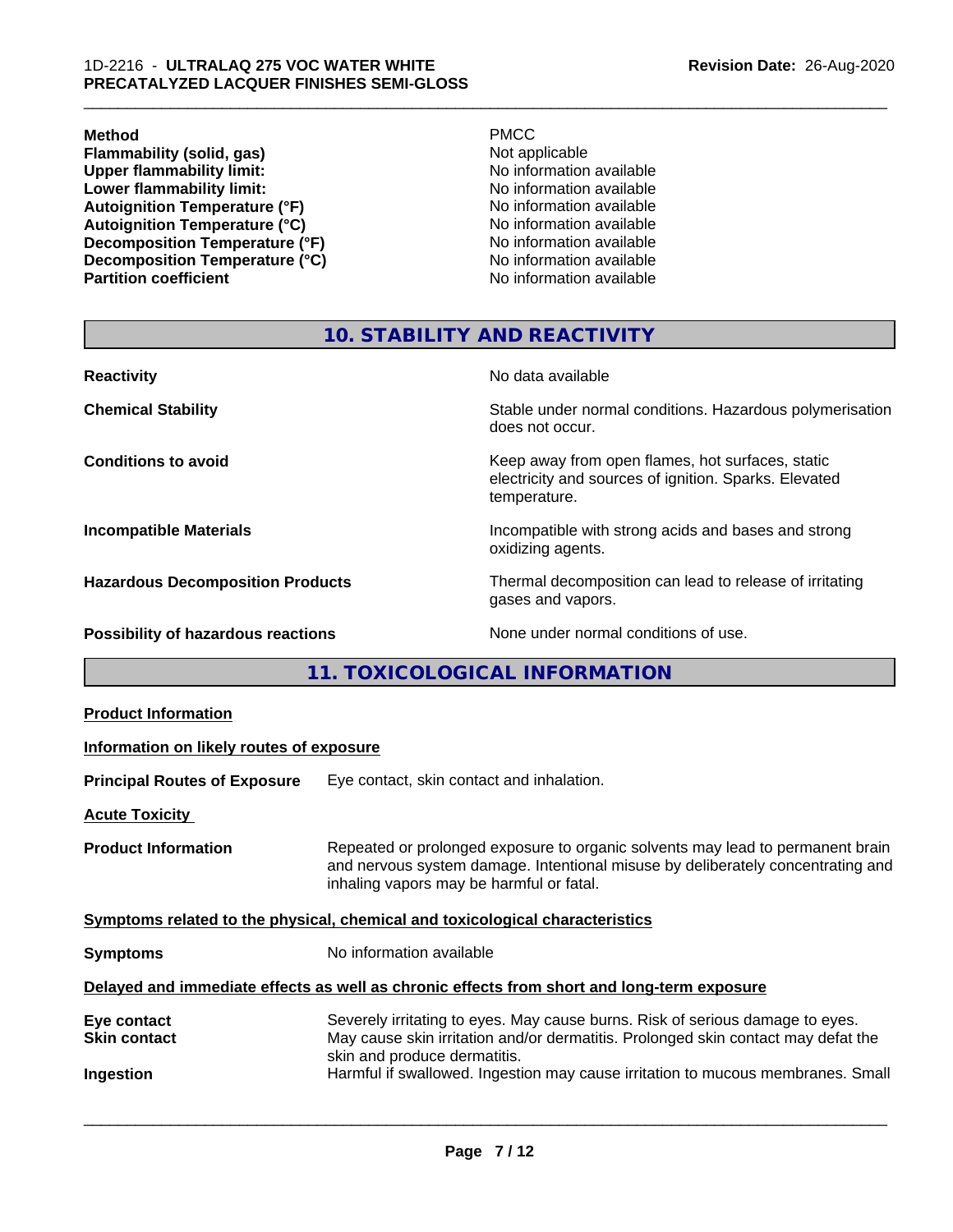| | |
|---|---|
| **Method** | PMCC |
| **Flammability (solid, gas)** | Not applicable |
| **Upper flammability limit:** | No information available |
| **Lower flammability limit:** | No information available |
| **Autoignition Temperature (°F)** | No information available |
| **Autoignition Temperature (°C)** | No information available |
| **Decomposition Temperature (°F)** | No information available |
| **Decomposition Temperature (°C)** | No information available |
| **Partition coefficient** | No information available |

## 10. STABILITY AND REACTIVITY

| | |
|---|---|
| **Reactivity** | No data available |
| **Chemical Stability** | Stable under normal conditions. Hazardous polymerisation does not occur. |
| **Conditions to avoid** | Keep away from open flames, hot surfaces, static electricity and sources of ignition. Sparks. Elevated temperature. |
| **Incompatible Materials** | Incompatible with strong acids and bases and strong oxidizing agents. |
| **Hazardous Decomposition Products** | Thermal decomposition can lead to release of irritating gases and vapors. |
| **Possibility of hazardous reactions** | None under normal conditions of use. |

## 11. TOXICOLOGICAL INFORMATION

**Product Information**

**Information on likely routes of exposure**

**Principal Routes of Exposure** Eye contact, skin contact and inhalation.

**Acute Toxicity**

**Product Information** Repeated or prolonged exposure to organic solvents may lead to permanent brain and nervous system damage. Intentional misuse by deliberately concentrating and inhaling vapors may be harmful or fatal.

**Symptoms related to the physical, chemical and toxicological characteristics**

**Symptoms** No information available

**Delayed and immediate effects as well as chronic effects from short and long-term exposure**

| | |
|---|---|
| **Eye contact** | Severely irritating to eyes. May cause burns. Risk of serious damage to eyes. |
| **Skin contact** | May cause skin irritation and/or dermatitis. Prolonged skin contact may defat the skin and produce dermatitis. |
| **Ingestion** | Harmful if swallowed. Ingestion may cause irritation to mucous membranes. Small |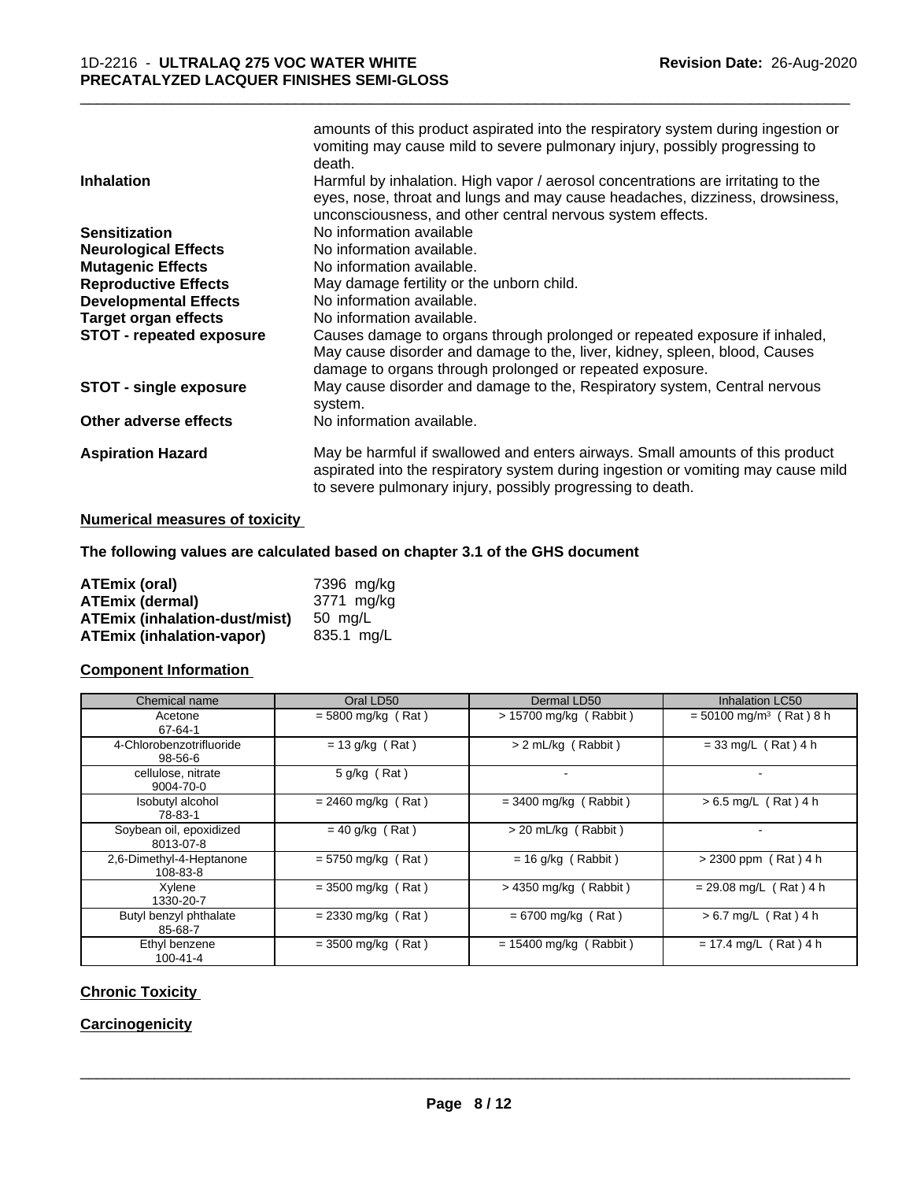| | |
|---|---|
| | amounts of this product aspirated into the respiratory system during ingestion or vomiting may cause mild to severe pulmonary injury, possibly progressing to death. |
| **Inhalation** | Harmful by inhalation. High vapor / aerosol concentrations are irritating to the eyes, nose, throat and lungs and may cause headaches, dizziness, drowsiness, unconsciousness, and other central nervous system effects. |
| **Sensitization** | No information available |
| **Neurological Effects** | No information available. |
| **Mutagenic Effects** | No information available. |
| **Reproductive Effects** | May damage fertility or the unborn child. |
| **Developmental Effects** | No information available. |
| **Target organ effects** | No information available. |
| **STOT - repeated exposure** | Causes damage to organs through prolonged or repeated exposure if inhaled, May cause disorder and damage to the, liver, kidney, spleen, blood, Causes damage to organs through prolonged or repeated exposure. |
| **STOT - single exposure** | May cause disorder and damage to the, Respiratory system, Central nervous system. |
| **Other adverse effects** | No information available. |
| **Aspiration Hazard** | May be harmful if swallowed and enters airways. Small amounts of this product aspirated into the respiratory system during ingestion or vomiting may cause mild to severe pulmonary injury, possibly progressing to death. |

## Numerical measures of toxicity

**The following values are calculated based on chapter 3.1 of the GHS document**

| | |
|---|---|
| **ATEmix (oral)** | 7396 mg/kg |
| **ATEmix (dermal)** | 3771 mg/kg |
| **ATEmix (inhalation-dust/mist)** | 50 mg/L |
| **ATEmix (inhalation-vapor)** | 835.1 mg/L |

## Component Information

| Chemical name | Oral LD50 | Dermal LD50 | Inhalation LC50 |
|---|---|---|---|
| Acetone<br>67-64-1 | = 5800 mg/kg ( Rat ) | > 15700 mg/kg ( Rabbit ) | = 50100 mg/m³ ( Rat ) 8 h |
| 4-Chlorobenzotrifluoride<br>98-56-6 | = 13 g/kg ( Rat ) | > 2 mL/kg ( Rabbit ) | = 33 mg/L ( Rat ) 4 h |
| cellulose, nitrate<br>9004-70-0 | 5 g/kg ( Rat ) | - | - |
| Isobutyl alcohol<br>78-83-1 | = 2460 mg/kg ( Rat ) | = 3400 mg/kg ( Rabbit ) | > 6.5 mg/L ( Rat ) 4 h |
| Soybean oil, epoxidized<br>8013-07-8 | = 40 g/kg ( Rat ) | > 20 mL/kg ( Rabbit ) | - |
| 2,6-Dimethyl-4-Heptanone<br>108-83-8 | = 5750 mg/kg ( Rat ) | = 16 g/kg ( Rabbit ) | > 2300 ppm ( Rat ) 4 h |
| Xylene<br>1330-20-7 | = 3500 mg/kg ( Rat ) | > 4350 mg/kg ( Rabbit ) | = 29.08 mg/L ( Rat ) 4 h |
| Butyl benzyl phthalate<br>85-68-7 | = 2330 mg/kg ( Rat ) | = 6700 mg/kg ( Rat ) | > 6.7 mg/L ( Rat ) 4 h |
| Ethyl benzene<br>100-41-4 | = 3500 mg/kg ( Rat ) | = 15400 mg/kg ( Rabbit ) | = 17.4 mg/L ( Rat ) 4 h |

## Chronic Toxicity

## Carcinogenicity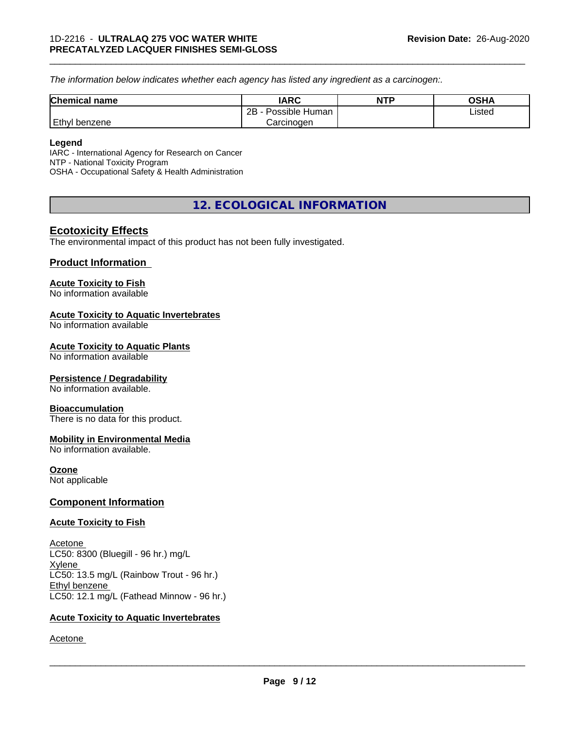*The information below indicates whether each agency has listed any ingredient as a carcinogen:.*

| Chemical name | IARC | NTP | OSHA |
|---|---|---|---|
| Ethyl benzene | 2B - Possible Human Carcinogen | | Listed |

**Legend**
IARC - International Agency for Research on Cancer
NTP - National Toxicity Program
OSHA - Occupational Safety & Health Administration

## 12. ECOLOGICAL INFORMATION

### Ecotoxicity Effects

The environmental impact of this product has not been fully investigated.

### Product Information

**Acute Toxicity to Fish**
No information available

**Acute Toxicity to Aquatic Invertebrates**
No information available

**Acute Toxicity to Aquatic Plants**
No information available

**Persistence / Degradability**
No information available.

**Bioaccumulation**
There is no data for this product.

**Mobility in Environmental Media**
No information available.

**Ozone**
Not applicable

### Component Information

**Acute Toxicity to Fish**

Acetone
LC50: 8300 (Bluegill - 96 hr.) mg/L
Xylene
LC50: 13.5 mg/L (Rainbow Trout - 96 hr.)
Ethyl benzene
LC50: 12.1 mg/L (Fathead Minnow - 96 hr.)

**Acute Toxicity to Aquatic Invertebrates**

Acetone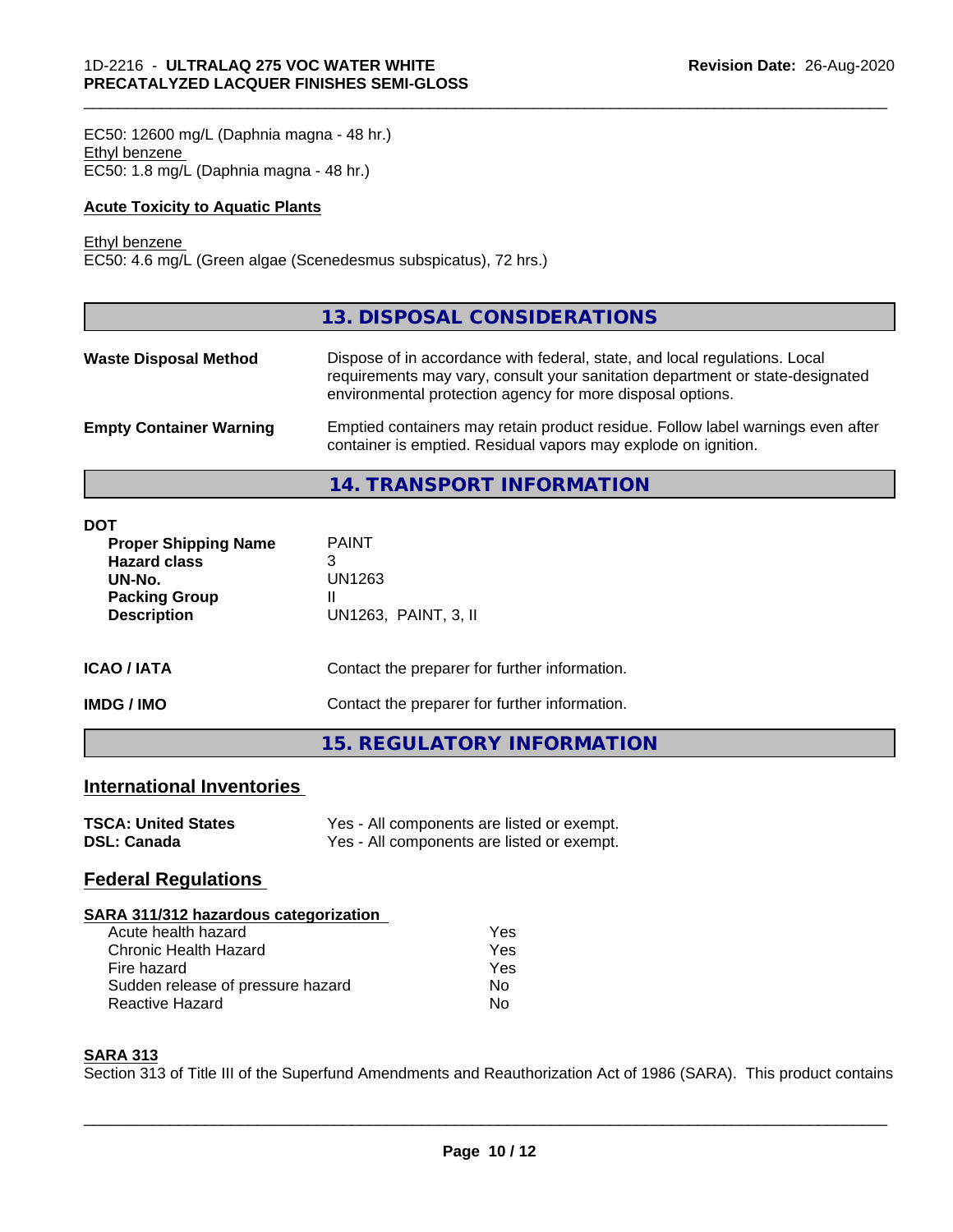EC50: 12600 mg/L (Daphnia magna - 48 hr.)
Ethyl benzene
EC50: 1.8 mg/L (Daphnia magna - 48 hr.)

**Acute Toxicity to Aquatic Plants**

Ethyl benzene
EC50: 4.6 mg/L (Green algae (Scenedesmus subspicatus), 72 hrs.)

## 13. DISPOSAL CONSIDERATIONS

| | |
|---|---|
| **Waste Disposal Method** | Dispose of in accordance with federal, state, and local regulations. Local requirements may vary, consult your sanitation department or state-designated environmental protection agency for more disposal options. |
| **Empty Container Warning** | Emptied containers may retain product residue. Follow label warnings even after container is emptied. Residual vapors may explode on ignition. |

## 14. TRANSPORT INFORMATION

**DOT**

| | |
|---|---|
| **Proper Shipping Name** | PAINT |
| **Hazard class** | 3 |
| **UN-No.** | UN1263 |
| **Packing Group** | II |
| **Description** | UN1263, PAINT, 3, II |

| | |
|---|---|
| **ICAO / IATA** | Contact the preparer for further information. |
| **IMDG / IMO** | Contact the preparer for further information. |

## 15. REGULATORY INFORMATION

### International Inventories

| | |
|---|---|
| **TSCA: United States** | Yes - All components are listed or exempt. |
| **DSL: Canada** | Yes - All components are listed or exempt. |

### Federal Regulations

**SARA 311/312 hazardous categorization**

| | |
|---|---|
| Acute health hazard | Yes |
| Chronic Health Hazard | Yes |
| Fire hazard | Yes |
| Sudden release of pressure hazard | No |
| Reactive Hazard | No |

**SARA 313**

Section 313 of Title III of the Superfund Amendments and Reauthorization Act of 1986 (SARA). This product contains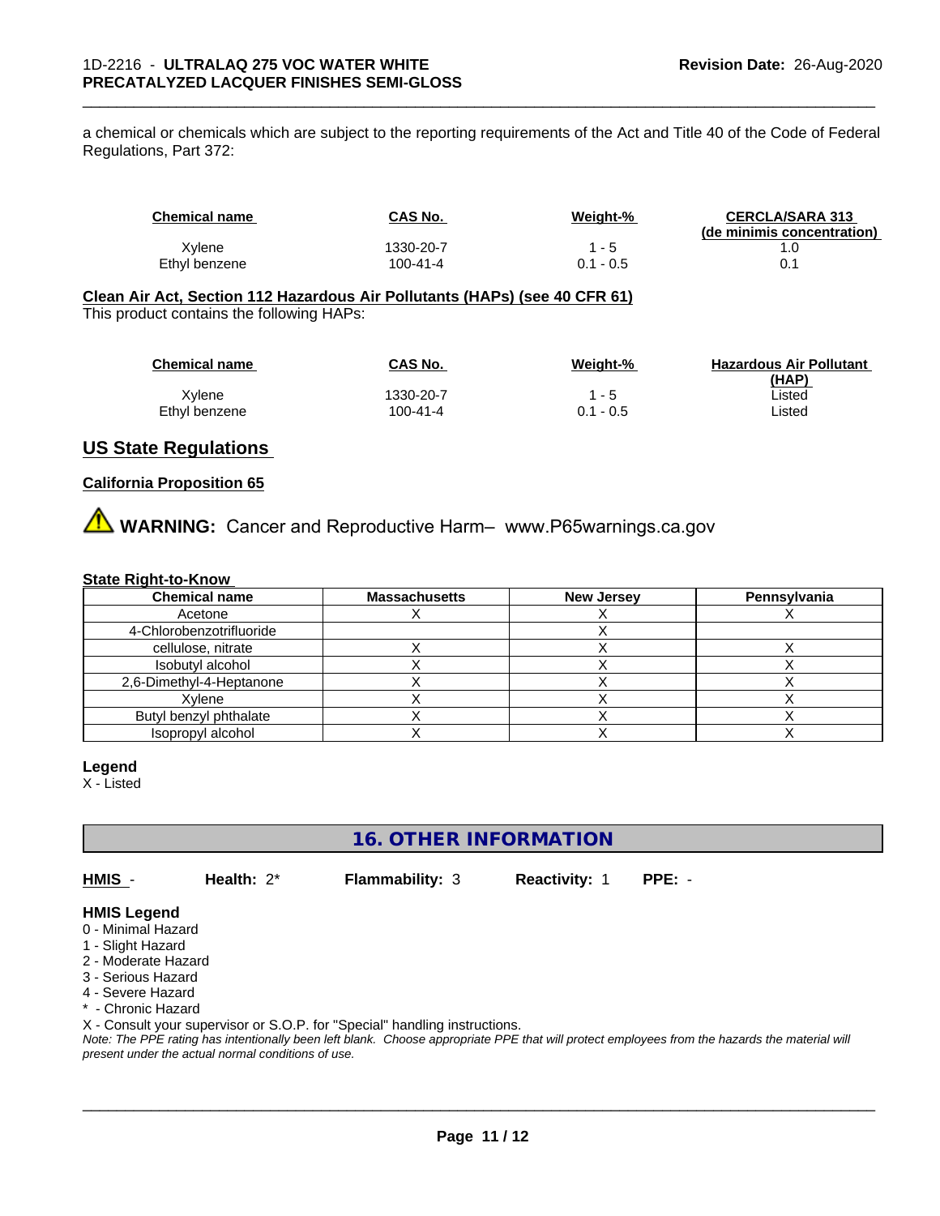a chemical or chemicals which are subject to the reporting requirements of the Act and Title 40 of the Code of Federal Regulations, Part 372:

| Chemical name | CAS No. | Weight-% | CERCLA/SARA 313 (de minimis concentration) |
|---|---|---|---|
| Xylene | 1330-20-7 | 1 - 5 | 1.0 |
| Ethyl benzene | 100-41-4 | 0.1 - 0.5 | 0.1 |

**Clean Air Act, Section 112 Hazardous Air Pollutants (HAPs) (see 40 CFR 61)**

This product contains the following HAPs:

| Chemical name | CAS No. | Weight-% | Hazardous Air Pollutant (HAP) |
|---|---|---|---|
| Xylene | 1330-20-7 | 1 - 5 | Listed |
| Ethyl benzene | 100-41-4 | 0.1 - 0.5 | Listed |

## US State Regulations

**California Proposition 65**

⚠ **WARNING:** Cancer and Reproductive Harm– www.P65warnings.ca.gov

**State Right-to-Know**

| Chemical name | Massachusetts | New Jersey | Pennsylvania |
|---|---|---|---|
| Acetone | X | X | X |
| 4-Chlorobenzotrifluoride | | X | |
| cellulose, nitrate | X | X | X |
| Isobutyl alcohol | X | X | X |
| 2,6-Dimethyl-4-Heptanone | X | X | X |
| Xylene | X | X | X |
| Butyl benzyl phthalate | X | X | X |
| Isopropyl alcohol | X | X | X |

**Legend**

X - Listed

## 16. OTHER INFORMATION

**HMIS** - **Health:** 2* **Flammability:** 3 **Reactivity:** 1 **PPE:** -

**HMIS Legend**

0 - Minimal Hazard
1 - Slight Hazard
2 - Moderate Hazard
3 - Serious Hazard
4 - Severe Hazard
* - Chronic Hazard
X - Consult your supervisor or S.O.P. for "Special" handling instructions.

*Note: The PPE rating has intentionally been left blank. Choose appropriate PPE that will protect employees from the hazards the material will present under the actual normal conditions of use.*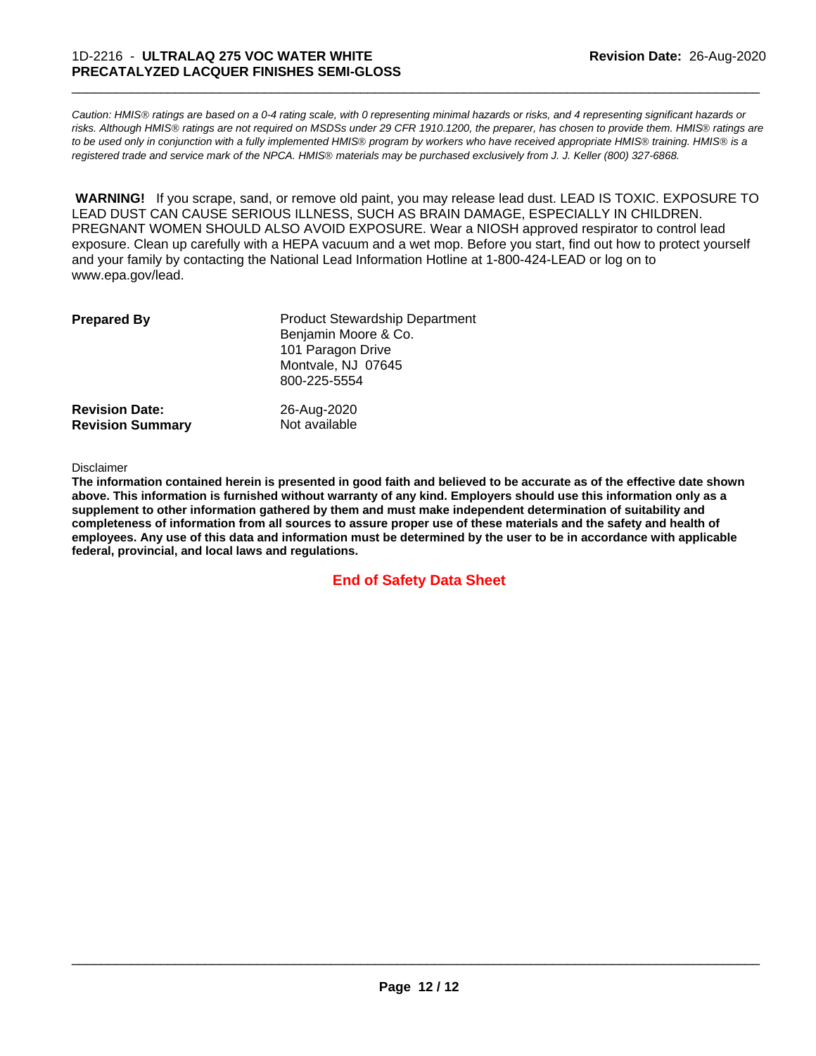*Caution: HMIS® ratings are based on a 0-4 rating scale, with 0 representing minimal hazards or risks, and 4 representing significant hazards or risks. Although HMIS® ratings are not required on MSDSs under 29 CFR 1910.1200, the preparer, has chosen to provide them. HMIS® ratings are to be used only in conjunction with a fully implemented HMIS® program by workers who have received appropriate HMIS® training. HMIS® is a registered trade and service mark of the NPCA. HMIS® materials may be purchased exclusively from J. J. Keller (800) 327-6868.*

**WARNING!** If you scrape, sand, or remove old paint, you may release lead dust. LEAD IS TOXIC. EXPOSURE TO LEAD DUST CAN CAUSE SERIOUS ILLNESS, SUCH AS BRAIN DAMAGE, ESPECIALLY IN CHILDREN. PREGNANT WOMEN SHOULD ALSO AVOID EXPOSURE. Wear a NIOSH approved respirator to control lead exposure. Clean up carefully with a HEPA vacuum and a wet mop. Before you start, find out how to protect yourself and your family by contacting the National Lead Information Hotline at 1-800-424-LEAD or log on to www.epa.gov/lead.

| | |
|---|---|
| **Prepared By** | Product Stewardship Department<br>Benjamin Moore & Co.<br>101 Paragon Drive<br>Montvale, NJ 07645<br>800-225-5554 |
| **Revision Date:** | 26-Aug-2020 |
| **Revision Summary** | Not available |

Disclaimer

**The information contained herein is presented in good faith and believed to be accurate as of the effective date shown above. This information is furnished without warranty of any kind. Employers should use this information only as a supplement to other information gathered by them and must make independent determination of suitability and completeness of information from all sources to assure proper use of these materials and the safety and health of employees. Any use of this data and information must be determined by the user to be in accordance with applicable federal, provincial, and local laws and regulations.**

**End of Safety Data Sheet**